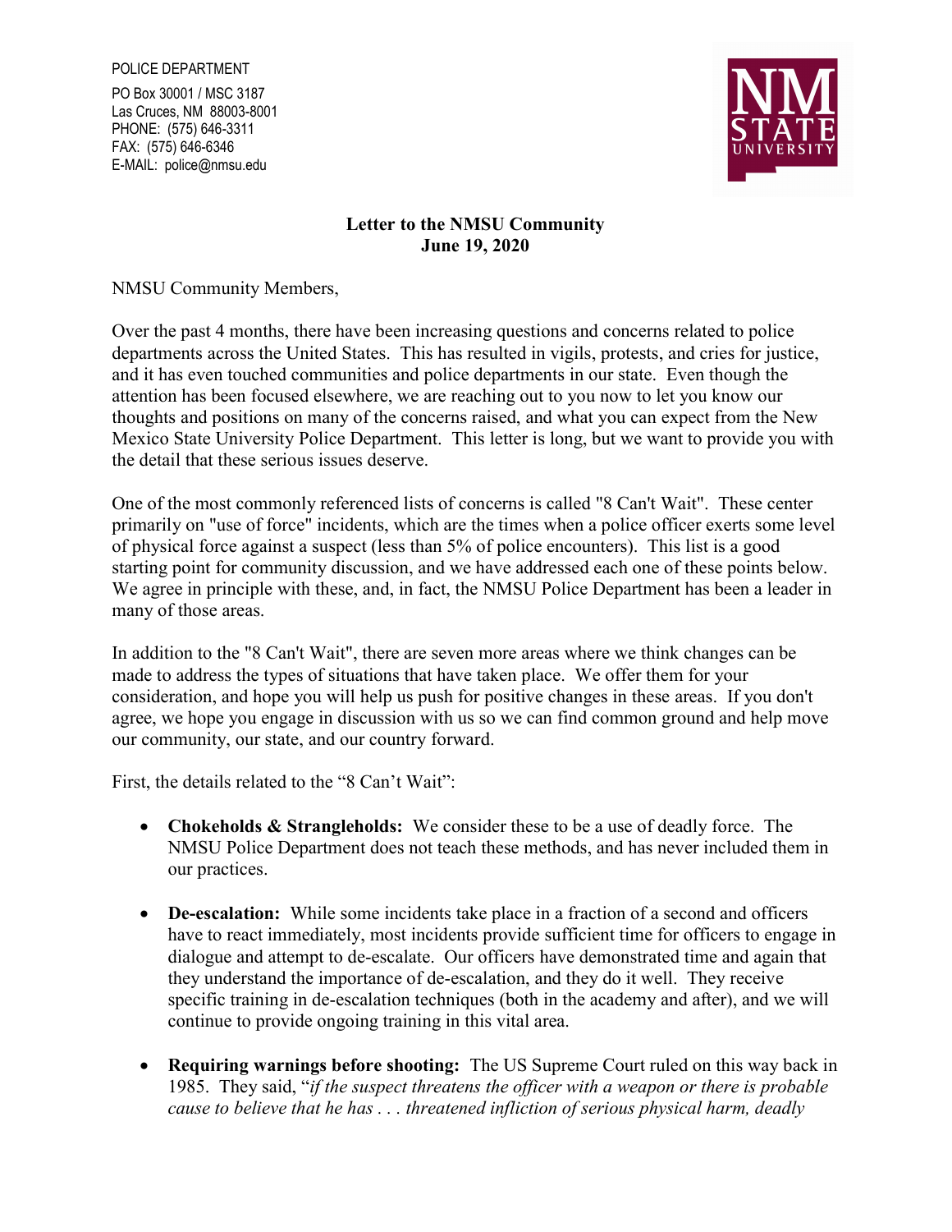POLICE DEPARTMENT

PO Box 30001 / MSC 3187
Las Cruces, NM 88003-8001
PHONE: (575) 646-3311
FAX: (575) 646-6346
E-MAIL: police@nmsu.edu

**Letter to the NMSU Community**
**June 19, 2020**

NMSU Community Members,

Over the past 4 months, there have been increasing questions and concerns related to police departments across the United States. This has resulted in vigils, protests, and cries for justice, and it has even touched communities and police departments in our state. Even though the attention has been focused elsewhere, we are reaching out to you now to let you know our thoughts and positions on many of the concerns raised, and what you can expect from the New Mexico State University Police Department. This letter is long, but we want to provide you with the detail that these serious issues deserve.

One of the most commonly referenced lists of concerns is called "8 Can't Wait". These center primarily on "use of force" incidents, which are the times when a police officer exerts some level of physical force against a suspect (less than 5% of police encounters). This list is a good starting point for community discussion, and we have addressed each one of these points below. We agree in principle with these, and, in fact, the NMSU Police Department has been a leader in many of those areas.

In addition to the "8 Can't Wait", there are seven more areas where we think changes can be made to address the types of situations that have taken place. We offer them for your consideration, and hope you will help us push for positive changes in these areas. If you don't agree, we hope you engage in discussion with us so we can find common ground and help move our community, our state, and our country forward.

First, the details related to the "8 Can't Wait":

- **Chokeholds & Strangleholds:** We consider these to be a use of deadly force. The NMSU Police Department does not teach these methods, and has never included them in our practices.

- **De-escalation:** While some incidents take place in a fraction of a second and officers have to react immediately, most incidents provide sufficient time for officers to engage in dialogue and attempt to de-escalate. Our officers have demonstrated time and again that they understand the importance of de-escalation, and they do it well. They receive specific training in de-escalation techniques (both in the academy and after), and we will continue to provide ongoing training in this vital area.

- **Requiring warnings before shooting:** The US Supreme Court ruled on this way back in 1985. They said, "*if the suspect threatens the officer with a weapon or there is probable cause to believe that he has . . . threatened infliction of serious physical harm, deadly*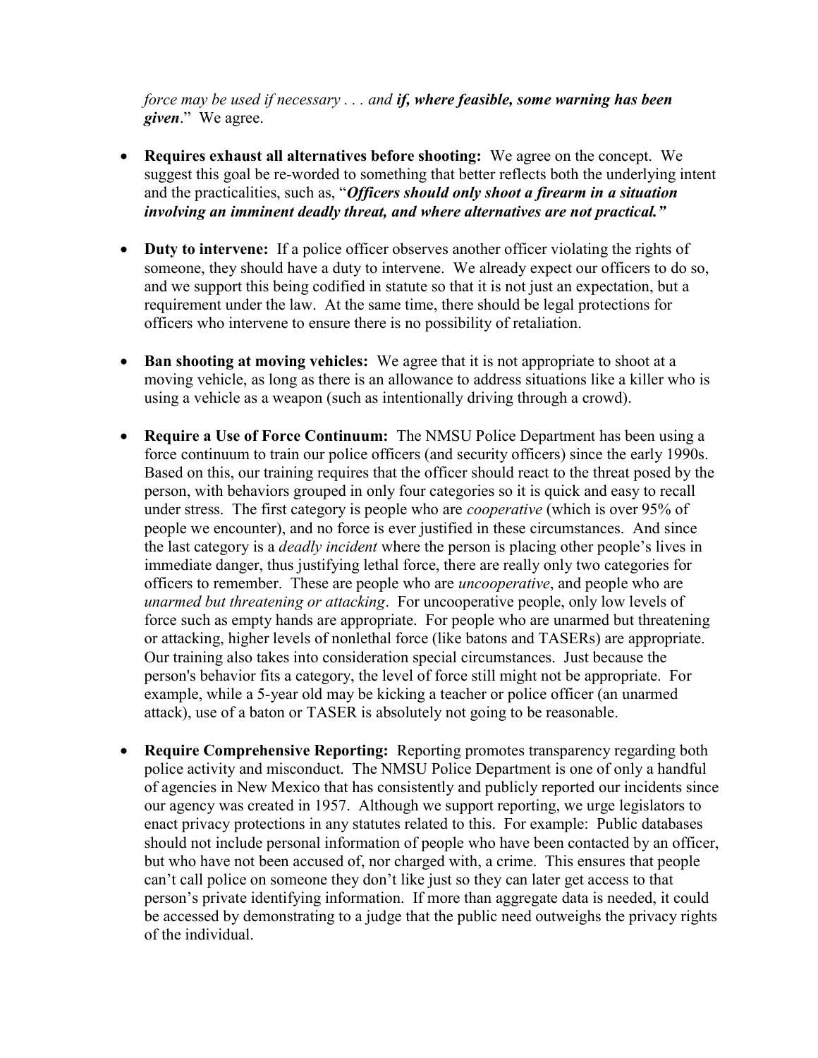*force may be used if necessary . . . and* ***if, where feasible, some warning has been given***." We agree.

- **Requires exhaust all alternatives before shooting:** We agree on the concept. We suggest this goal be re-worded to something that better reflects both the underlying intent and the practicalities, such as, "***Officers should only shoot a firearm in a situation involving an imminent deadly threat, and where alternatives are not practical."***

- **Duty to intervene:** If a police officer observes another officer violating the rights of someone, they should have a duty to intervene. We already expect our officers to do so, and we support this being codified in statute so that it is not just an expectation, but a requirement under the law. At the same time, there should be legal protections for officers who intervene to ensure there is no possibility of retaliation.

- **Ban shooting at moving vehicles:** We agree that it is not appropriate to shoot at a moving vehicle, as long as there is an allowance to address situations like a killer who is using a vehicle as a weapon (such as intentionally driving through a crowd).

- **Require a Use of Force Continuum:** The NMSU Police Department has been using a force continuum to train our police officers (and security officers) since the early 1990s. Based on this, our training requires that the officer should react to the threat posed by the person, with behaviors grouped in only four categories so it is quick and easy to recall under stress. The first category is people who are *cooperative* (which is over 95% of people we encounter), and no force is ever justified in these circumstances. And since the last category is a *deadly incident* where the person is placing other people's lives in immediate danger, thus justifying lethal force, there are really only two categories for officers to remember. These are people who are *uncooperative*, and people who are *unarmed but threatening or attacking*. For uncooperative people, only low levels of force such as empty hands are appropriate. For people who are unarmed but threatening or attacking, higher levels of nonlethal force (like batons and TASERs) are appropriate. Our training also takes into consideration special circumstances. Just because the person's behavior fits a category, the level of force still might not be appropriate. For example, while a 5-year old may be kicking a teacher or police officer (an unarmed attack), use of a baton or TASER is absolutely not going to be reasonable.

- **Require Comprehensive Reporting:** Reporting promotes transparency regarding both police activity and misconduct. The NMSU Police Department is one of only a handful of agencies in New Mexico that has consistently and publicly reported our incidents since our agency was created in 1957. Although we support reporting, we urge legislators to enact privacy protections in any statutes related to this. For example: Public databases should not include personal information of people who have been contacted by an officer, but who have not been accused of, nor charged with, a crime. This ensures that people can't call police on someone they don't like just so they can later get access to that person's private identifying information. If more than aggregate data is needed, it could be accessed by demonstrating to a judge that the public need outweighs the privacy rights of the individual.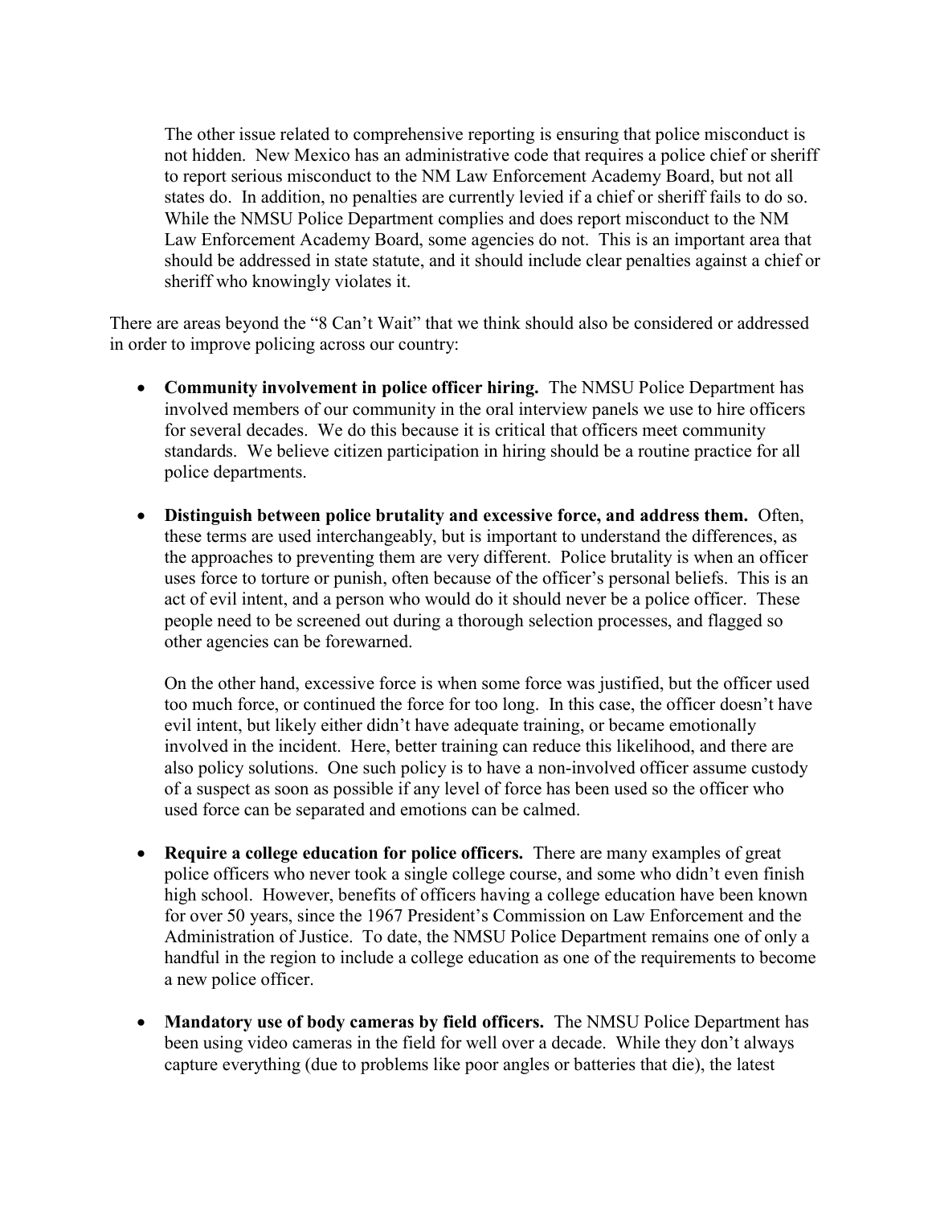The other issue related to comprehensive reporting is ensuring that police misconduct is not hidden. New Mexico has an administrative code that requires a police chief or sheriff to report serious misconduct to the NM Law Enforcement Academy Board, but not all states do. In addition, no penalties are currently levied if a chief or sheriff fails to do so. While the NMSU Police Department complies and does report misconduct to the NM Law Enforcement Academy Board, some agencies do not. This is an important area that should be addressed in state statute, and it should include clear penalties against a chief or sheriff who knowingly violates it.

There are areas beyond the "8 Can't Wait" that we think should also be considered or addressed in order to improve policing across our country:

- **Community involvement in police officer hiring.** The NMSU Police Department has involved members of our community in the oral interview panels we use to hire officers for several decades. We do this because it is critical that officers meet community standards. We believe citizen participation in hiring should be a routine practice for all police departments.

- **Distinguish between police brutality and excessive force, and address them.** Often, these terms are used interchangeably, but is important to understand the differences, as the approaches to preventing them are very different. Police brutality is when an officer uses force to torture or punish, often because of the officer's personal beliefs. This is an act of evil intent, and a person who would do it should never be a police officer. These people need to be screened out during a thorough selection processes, and flagged so other agencies can be forewarned.

  On the other hand, excessive force is when some force was justified, but the officer used too much force, or continued the force for too long. In this case, the officer doesn't have evil intent, but likely either didn't have adequate training, or became emotionally involved in the incident. Here, better training can reduce this likelihood, and there are also policy solutions. One such policy is to have a non-involved officer assume custody of a suspect as soon as possible if any level of force has been used so the officer who used force can be separated and emotions can be calmed.

- **Require a college education for police officers.** There are many examples of great police officers who never took a single college course, and some who didn't even finish high school. However, benefits of officers having a college education have been known for over 50 years, since the 1967 President's Commission on Law Enforcement and the Administration of Justice. To date, the NMSU Police Department remains one of only a handful in the region to include a college education as one of the requirements to become a new police officer.

- **Mandatory use of body cameras by field officers.** The NMSU Police Department has been using video cameras in the field for well over a decade. While they don't always capture everything (due to problems like poor angles or batteries that die), the latest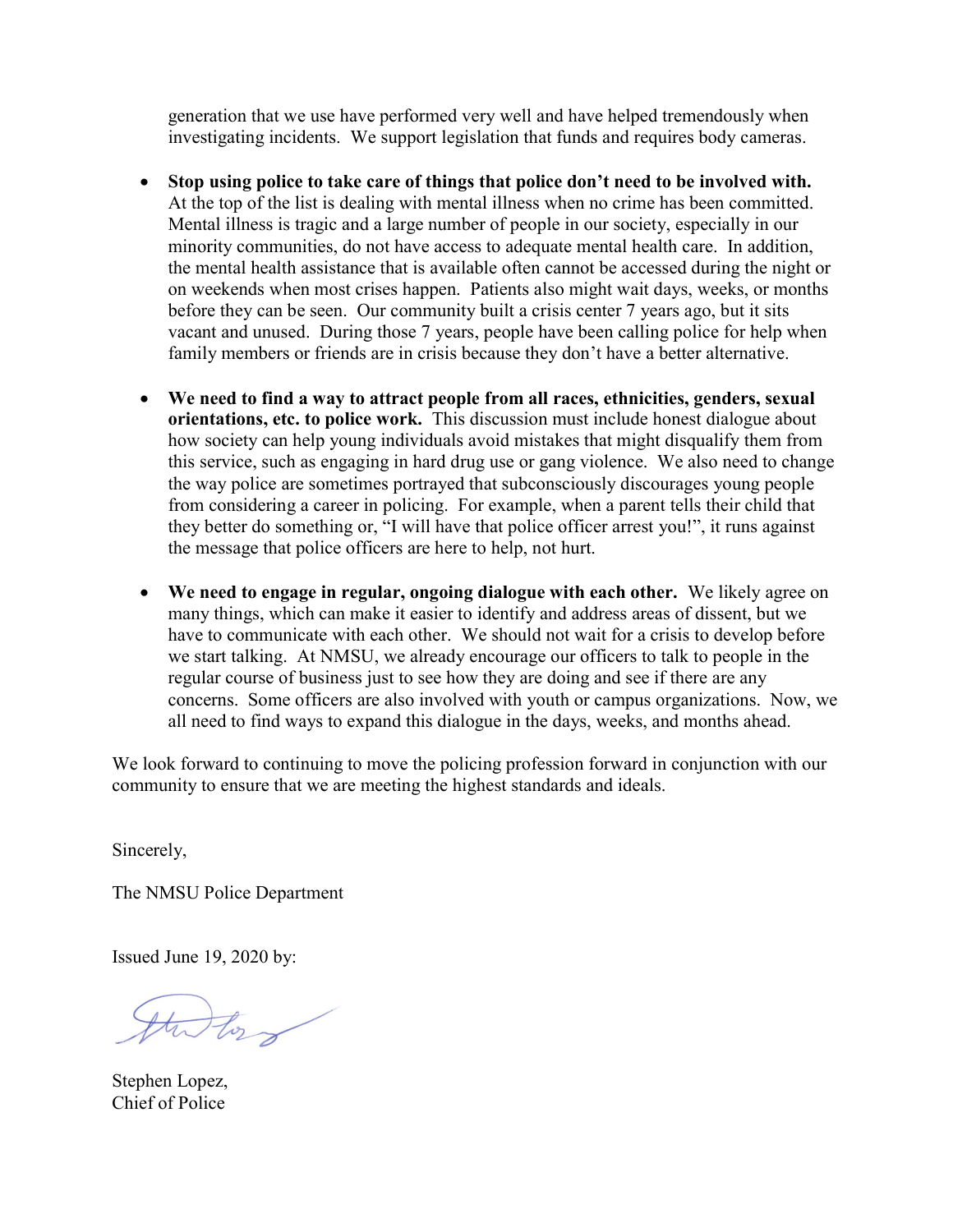generation that we use have performed very well and have helped tremendously when investigating incidents. We support legislation that funds and requires body cameras.

- **Stop using police to take care of things that police don't need to be involved with.** At the top of the list is dealing with mental illness when no crime has been committed. Mental illness is tragic and a large number of people in our society, especially in our minority communities, do not have access to adequate mental health care. In addition, the mental health assistance that is available often cannot be accessed during the night or on weekends when most crises happen. Patients also might wait days, weeks, or months before they can be seen. Our community built a crisis center 7 years ago, but it sits vacant and unused. During those 7 years, people have been calling police for help when family members or friends are in crisis because they don't have a better alternative.

- **We need to find a way to attract people from all races, ethnicities, genders, sexual orientations, etc. to police work.** This discussion must include honest dialogue about how society can help young individuals avoid mistakes that might disqualify them from this service, such as engaging in hard drug use or gang violence. We also need to change the way police are sometimes portrayed that subconsciously discourages young people from considering a career in policing. For example, when a parent tells their child that they better do something or, "I will have that police officer arrest you!", it runs against the message that police officers are here to help, not hurt.

- **We need to engage in regular, ongoing dialogue with each other.** We likely agree on many things, which can make it easier to identify and address areas of dissent, but we have to communicate with each other. We should not wait for a crisis to develop before we start talking. At NMSU, we already encourage our officers to talk to people in the regular course of business just to see how they are doing and see if there are any concerns. Some officers are also involved with youth or campus organizations. Now, we all need to find ways to expand this dialogue in the days, weeks, and months ahead.

We look forward to continuing to move the policing profession forward in conjunction with our community to ensure that we are meeting the highest standards and ideals.

Sincerely,

The NMSU Police Department

Issued June 19, 2020 by:

Stephen Lopez,
Chief of Police